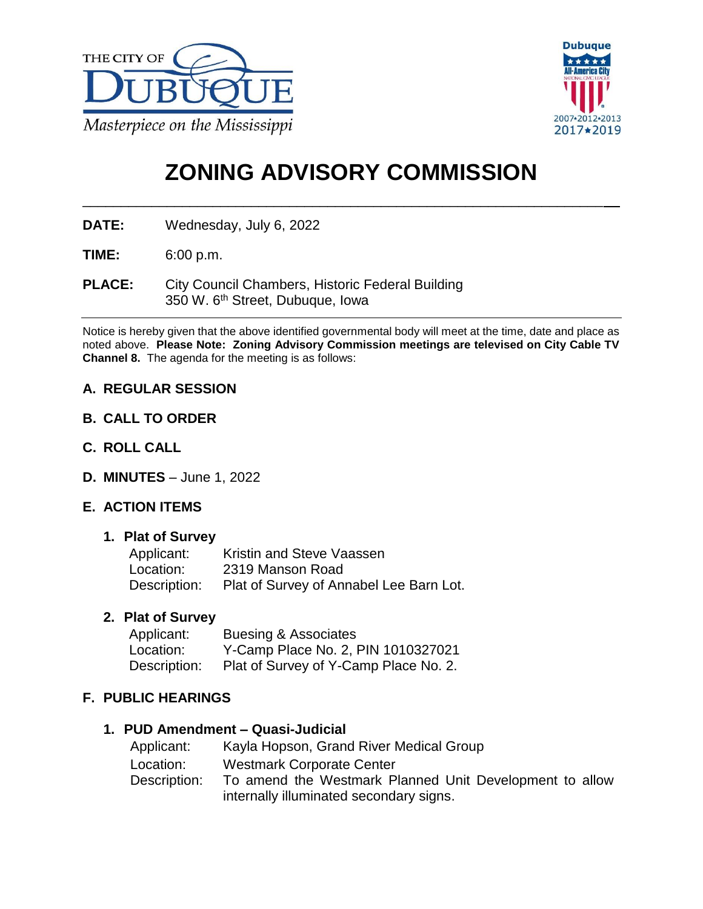THE CITY OF DUBUQUE

*Masterpiece on the Mississippi*

Dubuque All-America City 2007•2012•2013 2017★2019

# ZONING ADVISORY COMMISSION

**DATE:** Wednesday, July 6, 2022

**TIME:** 6:00 p.m.

**PLACE:** City Council Chambers, Historic Federal Building
350 W. 6th Street, Dubuque, Iowa

Notice is hereby given that the above identified governmental body will meet at the time, date and place as noted above. **Please Note: Zoning Advisory Commission meetings are televised on City Cable TV Channel 8.** The agenda for the meeting is as follows:

## A. REGULAR SESSION

## B. CALL TO ORDER

## C. ROLL CALL

## D. MINUTES – June 1, 2022

## E. ACTION ITEMS

### 1. Plat of Survey

Applicant: Kristin and Steve Vaassen
Location: 2319 Manson Road
Description: Plat of Survey of Annabel Lee Barn Lot.

### 2. Plat of Survey

Applicant: Buesing & Associates
Location: Y-Camp Place No. 2, PIN 1010327021
Description: Plat of Survey of Y-Camp Place No. 2.

## F. PUBLIC HEARINGS

### 1. PUD Amendment – Quasi-Judicial

Applicant: Kayla Hopson, Grand River Medical Group
Location: Westmark Corporate Center
Description: To amend the Westmark Planned Unit Development to allow internally illuminated secondary signs.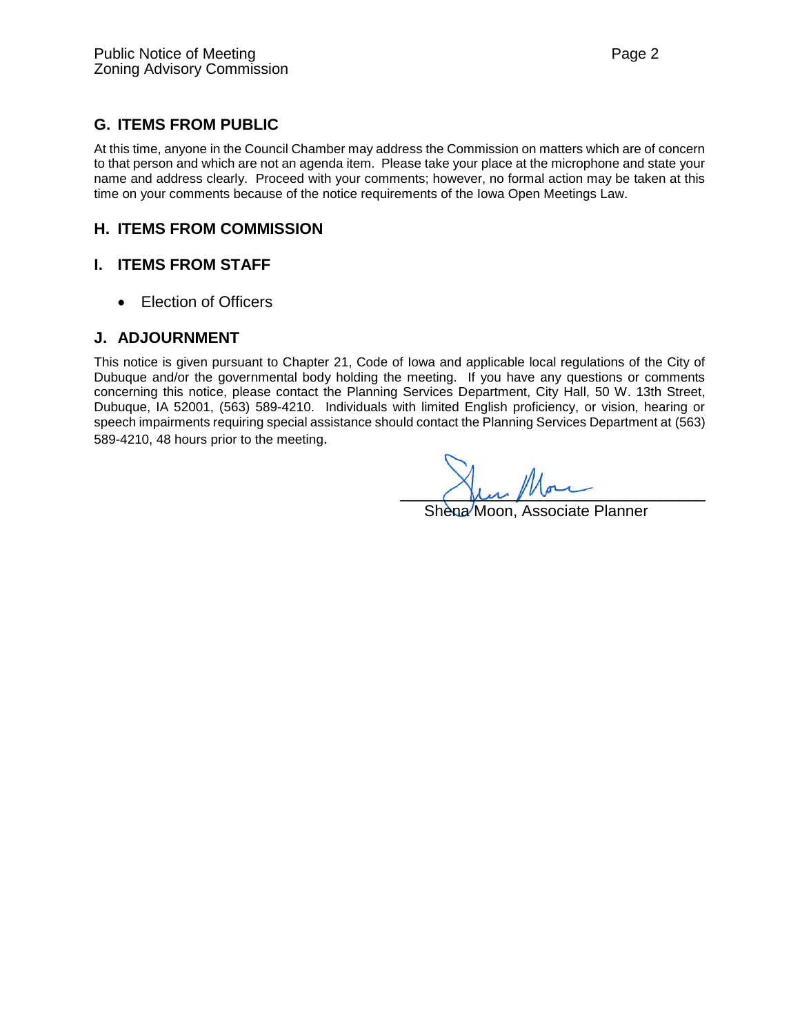## G. ITEMS FROM PUBLIC

At this time, anyone in the Council Chamber may address the Commission on matters which are of concern to that person and which are not an agenda item. Please take your place at the microphone and state your name and address clearly. Proceed with your comments; however, no formal action may be taken at this time on your comments because of the notice requirements of the Iowa Open Meetings Law.

## H. ITEMS FROM COMMISSION

## I. ITEMS FROM STAFF

- Election of Officers

## J. ADJOURNMENT

This notice is given pursuant to Chapter 21, Code of Iowa and applicable local regulations of the City of Dubuque and/or the governmental body holding the meeting. If you have any questions or comments concerning this notice, please contact the Planning Services Department, City Hall, 50 W. 13th Street, Dubuque, IA 52001, (563) 589-4210. Individuals with limited English proficiency, or vision, hearing or speech impairments requiring special assistance should contact the Planning Services Department at (563) 589-4210, 48 hours prior to the meeting.

Shena Moon, Associate Planner